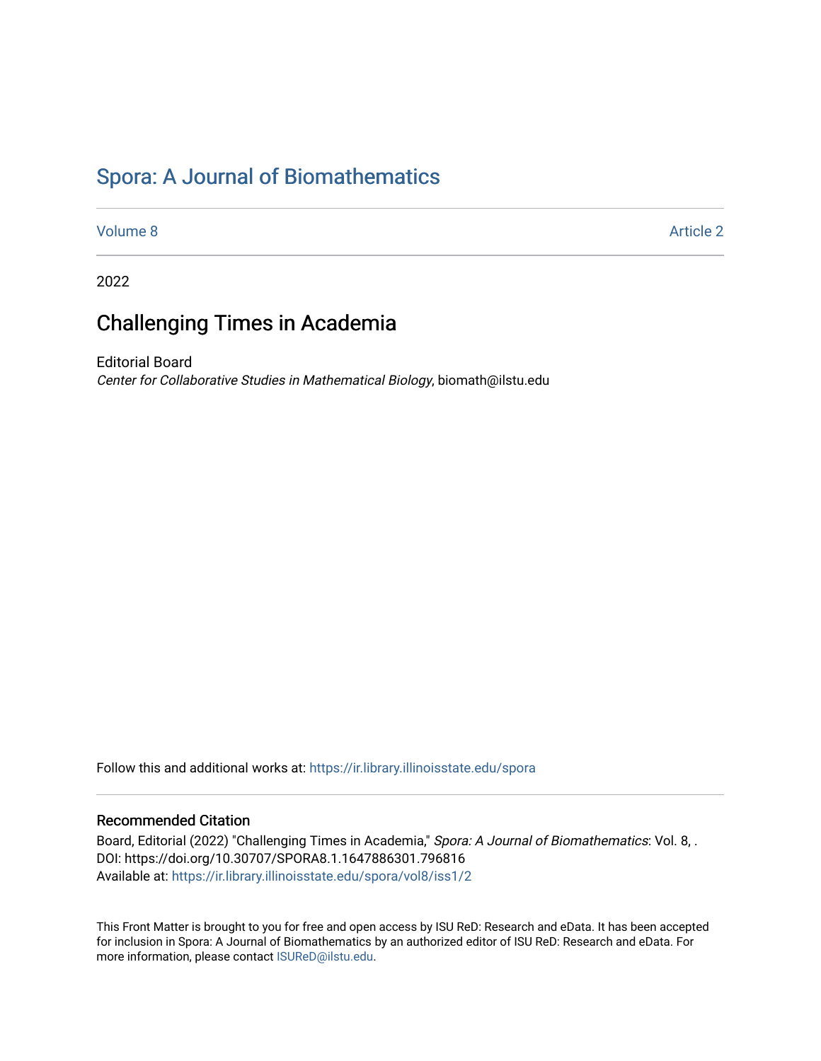# Spora: A Journal of Biomathematics

Volume 8 | Article 2

2022

## Challenging Times in Academia

Editorial Board
*Center for Collaborative Studies in Mathematical Biology*, biomath@ilstu.edu

Follow this and additional works at: https://ir.library.illinoisstate.edu/spora

### Recommended Citation

Board, Editorial (2022) "Challenging Times in Academia," *Spora: A Journal of Biomathematics*: Vol. 8, .
DOI: https://doi.org/10.30707/SPORA8.1.1647886301.796816
Available at: https://ir.library.illinoisstate.edu/spora/vol8/iss1/2

This Front Matter is brought to you for free and open access by ISU ReD: Research and eData. It has been accepted for inclusion in Spora: A Journal of Biomathematics by an authorized editor of ISU ReD: Research and eData. For more information, please contact ISUReD@ilstu.edu.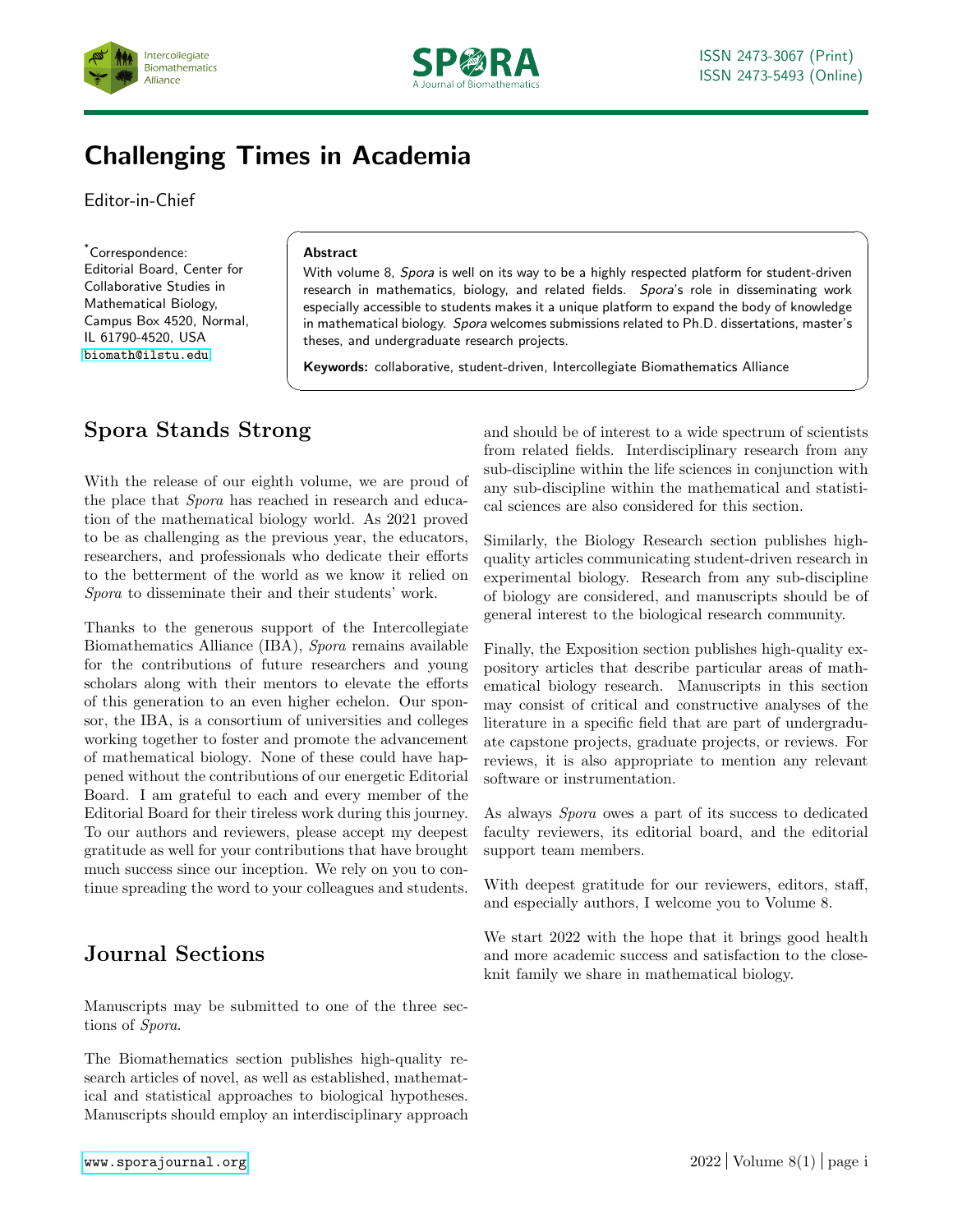# Challenging Times in Academia

Editor-in-Chief

*Correspondence:
Editorial Board, Center for Collaborative Studies in Mathematical Biology, Campus Box 4520, Normal, IL 61790-4520, USA
biomath@ilstu.edu

**Abstract**

With volume 8, *Spora* is well on its way to be a highly respected platform for student-driven research in mathematics, biology, and related fields. *Spora*'s role in disseminating work especially accessible to students makes it a unique platform to expand the body of knowledge in mathematical biology. *Spora* welcomes submissions related to Ph.D. dissertations, master's theses, and undergraduate research projects.

**Keywords:** collaborative, student-driven, Intercollegiate Biomathematics Alliance

## Spora Stands Strong

With the release of our eighth volume, we are proud of the place that *Spora* has reached in research and education of the mathematical biology world. As 2021 proved to be as challenging as the previous year, the educators, researchers, and professionals who dedicate their efforts to the betterment of the world as we know it relied on *Spora* to disseminate their and their students' work.

Thanks to the generous support of the Intercollegiate Biomathematics Alliance (IBA), *Spora* remains available for the contributions of future researchers and young scholars along with their mentors to elevate the efforts of this generation to an even higher echelon. Our sponsor, the IBA, is a consortium of universities and colleges working together to foster and promote the advancement of mathematical biology. None of these could have happened without the contributions of our energetic Editorial Board. I am grateful to each and every member of the Editorial Board for their tireless work during this journey. To our authors and reviewers, please accept my deepest gratitude as well for your contributions that have brought much success since our inception. We rely on you to continue spreading the word to your colleagues and students.

## Journal Sections

Manuscripts may be submitted to one of the three sections of *Spora*.

The Biomathematics section publishes high-quality research articles of novel, as well as established, mathematical and statistical approaches to biological hypotheses. Manuscripts should employ an interdisciplinary approach and should be of interest to a wide spectrum of scientists from related fields. Interdisciplinary research from any sub-discipline within the life sciences in conjunction with any sub-discipline within the mathematical and statistical sciences are also considered for this section.

Similarly, the Biology Research section publishes high-quality articles communicating student-driven research in experimental biology. Research from any sub-discipline of biology are considered, and manuscripts should be of general interest to the biological research community.

Finally, the Exposition section publishes high-quality expository articles that describe particular areas of mathematical biology research. Manuscripts in this section may consist of critical and constructive analyses of the literature in a specific field that are part of undergraduate capstone projects, graduate projects, or reviews. For reviews, it is also appropriate to mention any relevant software or instrumentation.

As always *Spora* owes a part of its success to dedicated faculty reviewers, its editorial board, and the editorial support team members.

With deepest gratitude for our reviewers, editors, staff, and especially authors, I welcome you to Volume 8.

We start 2022 with the hope that it brings good health and more academic success and satisfaction to the close-knit family we share in mathematical biology.